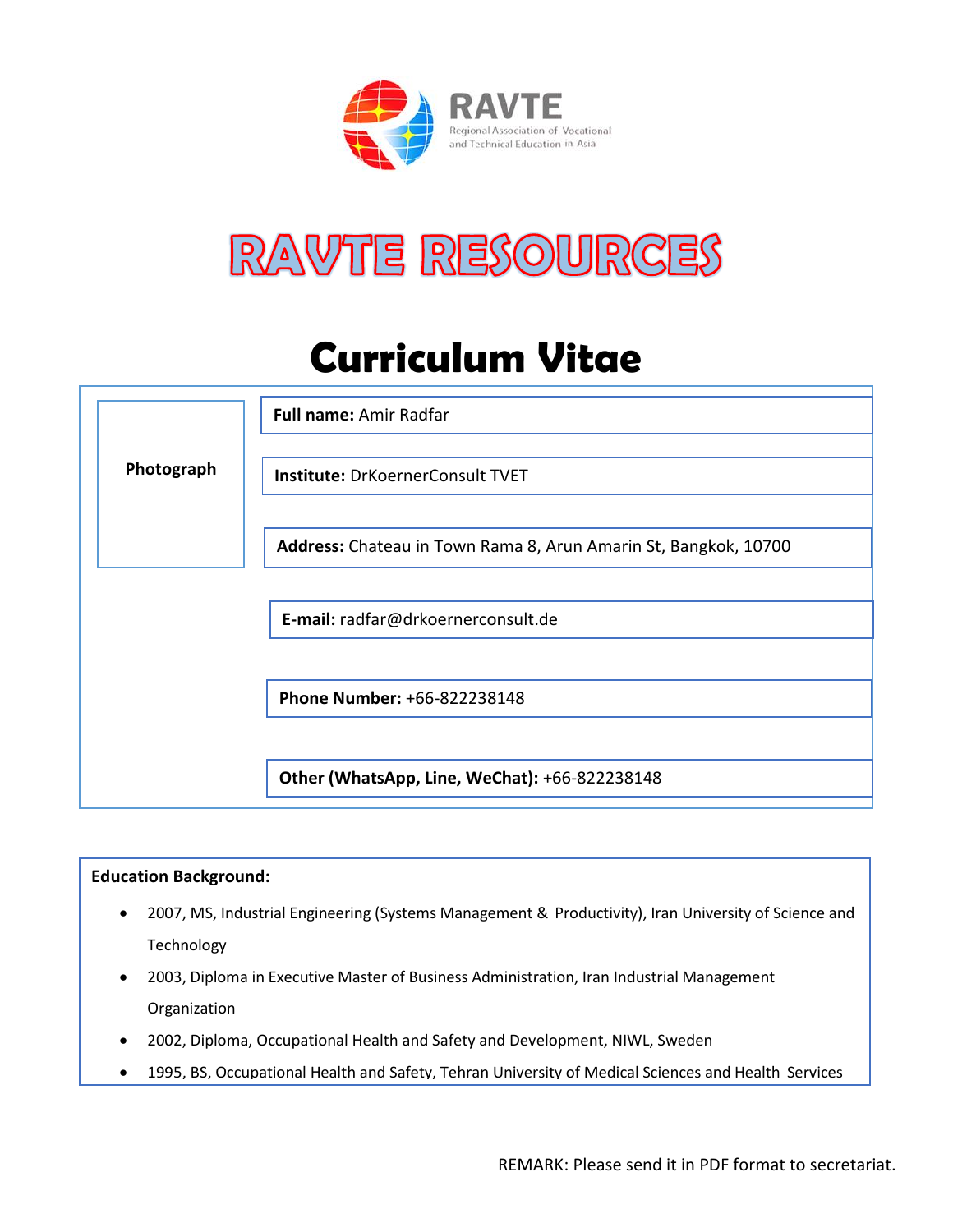RAVTE

Regional Association of Vocational and Technical Education in Asia

# RAVTE RESOURCES

# Curriculum Vitae

| Photograph | |
|---|---|
| | **Full name:** Amir Radfar |
| | **Institute:** DrKoernerConsult TVET |
| | **Address:** Chateau in Town Rama 8, Arun Amarin St, Bangkok, 10700 |
| | **E-mail:** radfar@drkoernerconsult.de |
| | **Phone Number:** +66-822238148 |
| | **Other (WhatsApp, Line, WeChat):** +66-822238148 |

**Education Background:**

- 2007, MS, Industrial Engineering (Systems Management & Productivity), Iran University of Science and Technology
- 2003, Diploma in Executive Master of Business Administration, Iran Industrial Management Organization
- 2002, Diploma, Occupational Health and Safety and Development, NIWL, Sweden
- 1995, BS, Occupational Health and Safety, Tehran University of Medical Sciences and Health Services

REMARK: Please send it in PDF format to secretariat.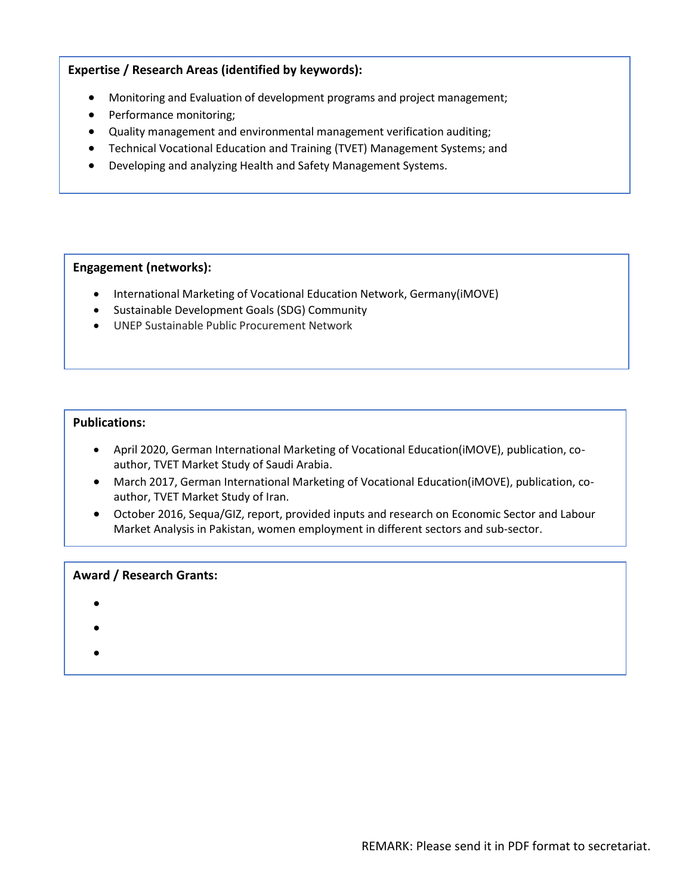**Expertise / Research Areas (identified by keywords):**

- Monitoring and Evaluation of development programs and project management;
- Performance monitoring;
- Quality management and environmental management verification auditing;
- Technical Vocational Education and Training (TVET) Management Systems; and
- Developing and analyzing Health and Safety Management Systems.

**Engagement (networks):**

- International Marketing of Vocational Education Network, Germany(iMOVE)
- Sustainable Development Goals (SDG) Community
- UNEP Sustainable Public Procurement Network

**Publications:**

- April 2020, German International Marketing of Vocational Education(iMOVE), publication, co-author, TVET Market Study of Saudi Arabia.
- March 2017, German International Marketing of Vocational Education(iMOVE), publication, co-author, TVET Market Study of Iran.
- October 2016, Sequa/GIZ, report, provided inputs and research on Economic Sector and Labour Market Analysis in Pakistan, women employment in different sectors and sub-sector.

**Award / Research Grants:**

- 
- 
- 

REMARK: Please send it in PDF format to secretariat.